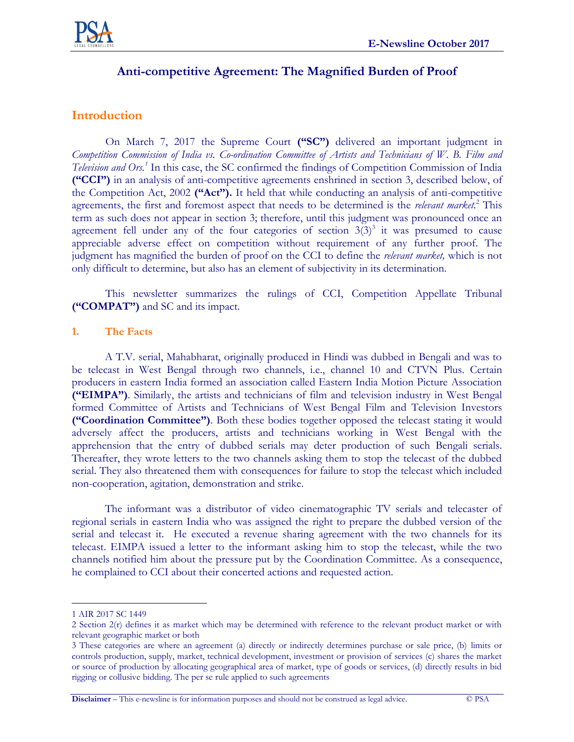# Anti-competitive Agreement: The Magnified Burden of Proof

## Introduction

On March 7, 2017 the Supreme Court **("SC")** delivered an important judgment in *Competition Commission of India vs. Co-ordination Committee of Artists and Technicians of W. B. Film and Television and Ors.*[1] In this case, the SC confirmed the findings of Competition Commission of India **("CCI")** in an analysis of anti-competitive agreements enshrined in section 3, described below, of the Competition Act, 2002 **("Act").** It held that while conducting an analysis of anti-competitive agreements, the first and foremost aspect that needs to be determined is the *relevant market*.[2] This term as such does not appear in section 3; therefore, until this judgment was pronounced once an agreement fell under any of the four categories of section 3(3)[3] it was presumed to cause appreciable adverse effect on competition without requirement of any further proof. The judgment has magnified the burden of proof on the CCI to define the *relevant market,* which is not only difficult to determine, but also has an element of subjectivity in its determination.

This newsletter summarizes the rulings of CCI, Competition Appellate Tribunal **("COMPAT")** and SC and its impact.

### 1. The Facts

A T.V. serial, Mahabharat, originally produced in Hindi was dubbed in Bengali and was to be telecast in West Bengal through two channels, i.e., channel 10 and CTVN Plus. Certain producers in eastern India formed an association called Eastern India Motion Picture Association **("EIMPA")**. Similarly, the artists and technicians of film and television industry in West Bengal formed Committee of Artists and Technicians of West Bengal Film and Television Investors **("Coordination Committee")**. Both these bodies together opposed the telecast stating it would adversely affect the producers, artists and technicians working in West Bengal with the apprehension that the entry of dubbed serials may deter production of such Bengali serials. Thereafter, they wrote letters to the two channels asking them to stop the telecast of the dubbed serial. They also threatened them with consequences for failure to stop the telecast which included non-cooperation, agitation, demonstration and strike.

The informant was a distributor of video cinematographic TV serials and telecaster of regional serials in eastern India who was assigned the right to prepare the dubbed version of the serial and telecast it. He executed a revenue sharing agreement with the two channels for its telecast. EIMPA issued a letter to the informant asking him to stop the telecast, while the two channels notified him about the pressure put by the Coordination Committee. As a consequence, he complained to CCI about their concerted actions and requested action.

---

1 AIR 2017 SC 1449

2 Section 2(r) defines it as market which may be determined with reference to the relevant product market or with relevant geographic market or both

3 These categories are where an agreement (a) directly or indirectly determines purchase or sale price, (b) limits or controls production, supply, market, technical development, investment or provision of services (c) shares the market or source of production by allocating geographical area of market, type of goods or services, (d) directly results in bid rigging or collusive bidding. The per se rule applied to such agreements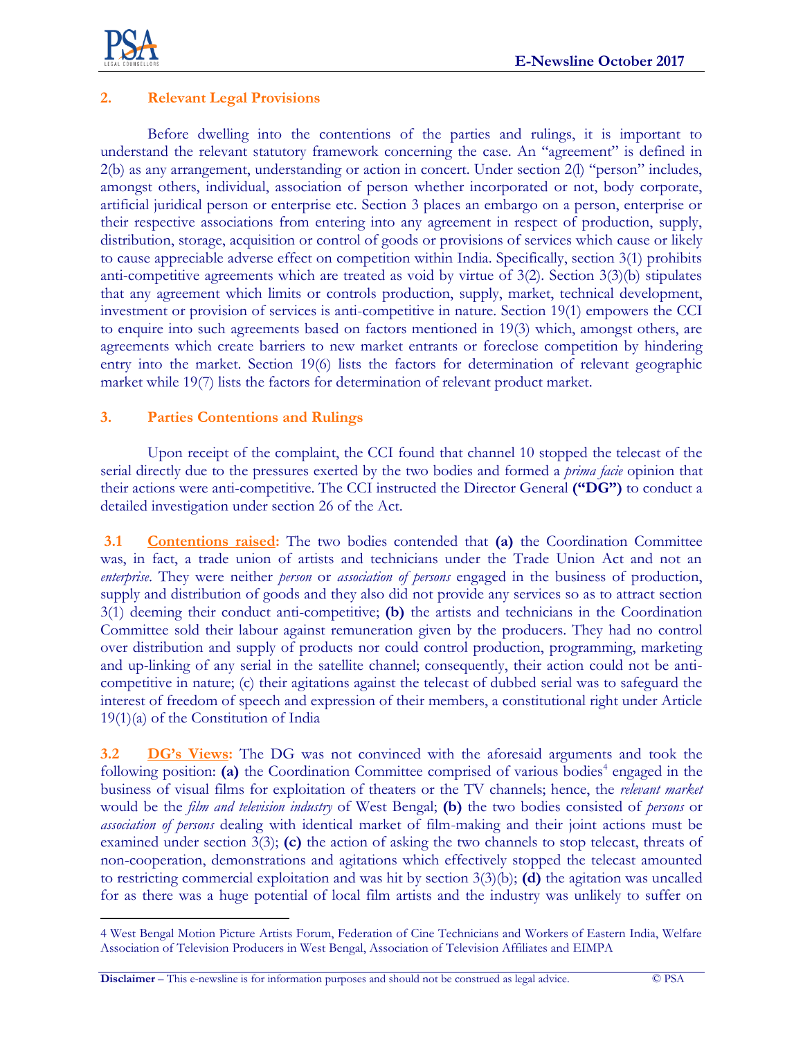## 2. Relevant Legal Provisions

Before dwelling into the contentions of the parties and rulings, it is important to understand the relevant statutory framework concerning the case. An "agreement" is defined in 2(b) as any arrangement, understanding or action in concert. Under section 2(l) "person" includes, amongst others, individual, association of person whether incorporated or not, body corporate, artificial juridical person or enterprise etc. Section 3 places an embargo on a person, enterprise or their respective associations from entering into any agreement in respect of production, supply, distribution, storage, acquisition or control of goods or provisions of services which cause or likely to cause appreciable adverse effect on competition within India. Specifically, section 3(1) prohibits anti-competitive agreements which are treated as void by virtue of 3(2). Section 3(3)(b) stipulates that any agreement which limits or controls production, supply, market, technical development, investment or provision of services is anti-competitive in nature. Section 19(1) empowers the CCI to enquire into such agreements based on factors mentioned in 19(3) which, amongst others, are agreements which create barriers to new market entrants or foreclose competition by hindering entry into the market. Section 19(6) lists the factors for determination of relevant geographic market while 19(7) lists the factors for determination of relevant product market.

## 3. Parties Contentions and Rulings

Upon receipt of the complaint, the CCI found that channel 10 stopped the telecast of the serial directly due to the pressures exerted by the two bodies and formed a *prima facie* opinion that their actions were anti-competitive. The CCI instructed the Director General **("DG")** to conduct a detailed investigation under section 26 of the Act.

**3.1 Contentions raised:** The two bodies contended that **(a)** the Coordination Committee was, in fact, a trade union of artists and technicians under the Trade Union Act and not an *enterprise*. They were neither *person* or *association of persons* engaged in the business of production, supply and distribution of goods and they also did not provide any services so as to attract section 3(1) deeming their conduct anti-competitive; **(b)** the artists and technicians in the Coordination Committee sold their labour against remuneration given by the producers. They had no control over distribution and supply of products nor could control production, programming, marketing and up-linking of any serial in the satellite channel; consequently, their action could not be anti-competitive in nature; (c) their agitations against the telecast of dubbed serial was to safeguard the interest of freedom of speech and expression of their members, a constitutional right under Article 19(1)(a) of the Constitution of India

**3.2 DG's Views:** The DG was not convinced with the aforesaid arguments and took the following position: **(a)** the Coordination Committee comprised of various bodies[4] engaged in the business of visual films for exploitation of theaters or the TV channels; hence, the *relevant market* would be the *film and television industry* of West Bengal; **(b)** the two bodies consisted of *persons* or *association of persons* dealing with identical market of film-making and their joint actions must be examined under section 3(3); **(c)** the action of asking the two channels to stop telecast, threats of non-cooperation, demonstrations and agitations which effectively stopped the telecast amounted to restricting commercial exploitation and was hit by section 3(3)(b); **(d)** the agitation was uncalled for as there was a huge potential of local film artists and the industry was unlikely to suffer on

---

[4] West Bengal Motion Picture Artists Forum, Federation of Cine Technicians and Workers of Eastern India, Welfare Association of Television Producers in West Bengal, Association of Television Affiliates and EIMPA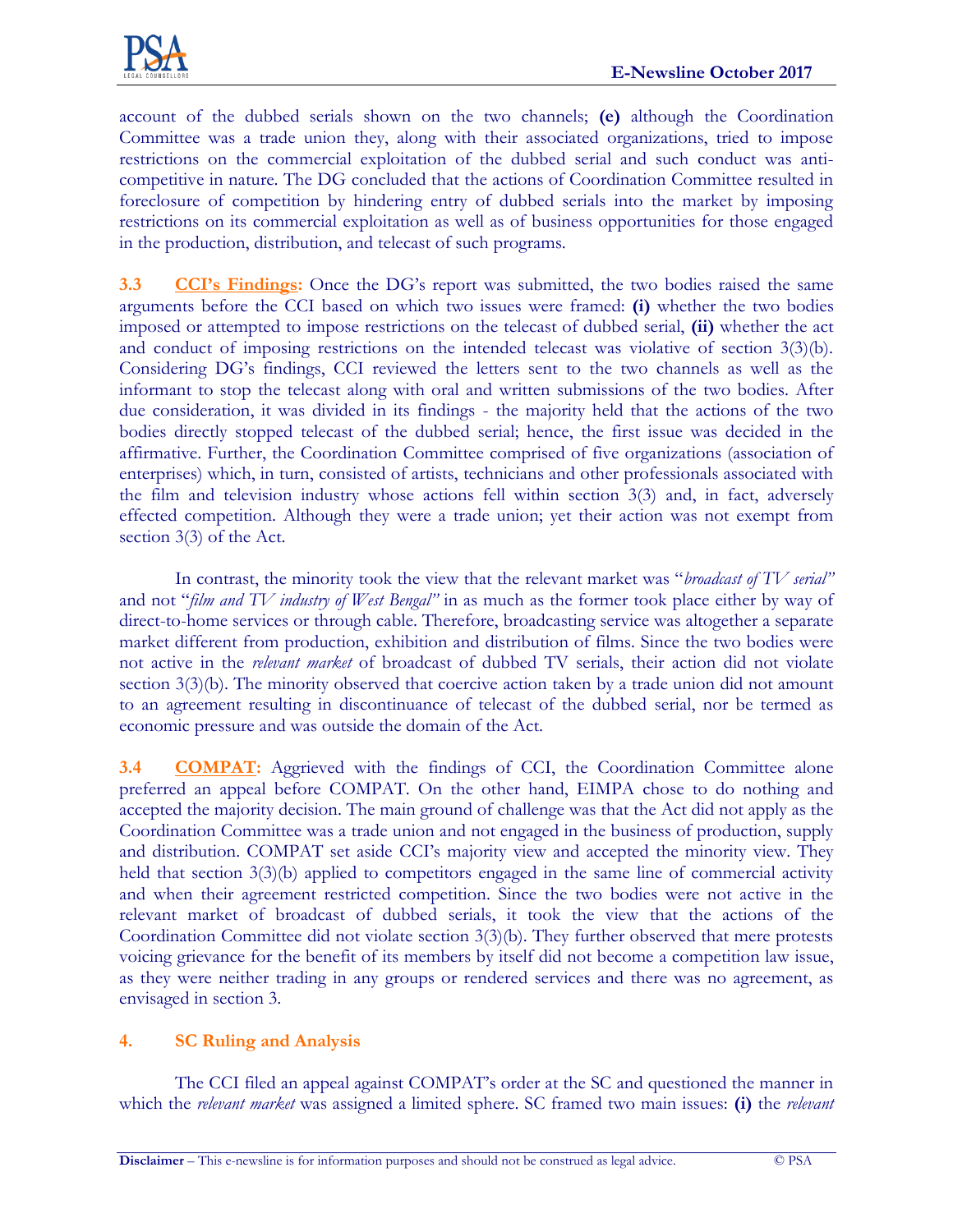account of the dubbed serials shown on the two channels; **(e)** although the Coordination Committee was a trade union they, along with their associated organizations, tried to impose restrictions on the commercial exploitation of the dubbed serial and such conduct was anti-competitive in nature. The DG concluded that the actions of Coordination Committee resulted in foreclosure of competition by hindering entry of dubbed serials into the market by imposing restrictions on its commercial exploitation as well as of business opportunities for those engaged in the production, distribution, and telecast of such programs.

**3.3** **CCI's Findings:** Once the DG's report was submitted, the two bodies raised the same arguments before the CCI based on which two issues were framed: **(i)** whether the two bodies imposed or attempted to impose restrictions on the telecast of dubbed serial, **(ii)** whether the act and conduct of imposing restrictions on the intended telecast was violative of section 3(3)(b). Considering DG's findings, CCI reviewed the letters sent to the two channels as well as the informant to stop the telecast along with oral and written submissions of the two bodies. After due consideration, it was divided in its findings - the majority held that the actions of the two bodies directly stopped telecast of the dubbed serial; hence, the first issue was decided in the affirmative. Further, the Coordination Committee comprised of five organizations (association of enterprises) which, in turn, consisted of artists, technicians and other professionals associated with the film and television industry whose actions fell within section 3(3) and, in fact, adversely effected competition. Although they were a trade union; yet their action was not exempt from section 3(3) of the Act.

In contrast, the minority took the view that the relevant market was "*broadcast of TV serial*" and not "*film and TV industry of West Bengal*" in as much as the former took place either by way of direct-to-home services or through cable. Therefore, broadcasting service was altogether a separate market different from production, exhibition and distribution of films. Since the two bodies were not active in the *relevant market* of broadcast of dubbed TV serials, their action did not violate section 3(3)(b). The minority observed that coercive action taken by a trade union did not amount to an agreement resulting in discontinuance of telecast of the dubbed serial, nor be termed as economic pressure and was outside the domain of the Act.

**3.4** **COMPAT:** Aggrieved with the findings of CCI, the Coordination Committee alone preferred an appeal before COMPAT. On the other hand, EIMPA chose to do nothing and accepted the majority decision. The main ground of challenge was that the Act did not apply as the Coordination Committee was a trade union and not engaged in the business of production, supply and distribution. COMPAT set aside CCI's majority view and accepted the minority view. They held that section 3(3)(b) applied to competitors engaged in the same line of commercial activity and when their agreement restricted competition. Since the two bodies were not active in the relevant market of broadcast of dubbed serials, it took the view that the actions of the Coordination Committee did not violate section 3(3)(b). They further observed that mere protests voicing grievance for the benefit of its members by itself did not become a competition law issue, as they were neither trading in any groups or rendered services and there was no agreement, as envisaged in section 3.

## 4. SC Ruling and Analysis

The CCI filed an appeal against COMPAT's order at the SC and questioned the manner in which the *relevant market* was assigned a limited sphere. SC framed two main issues: **(i)** the *relevant*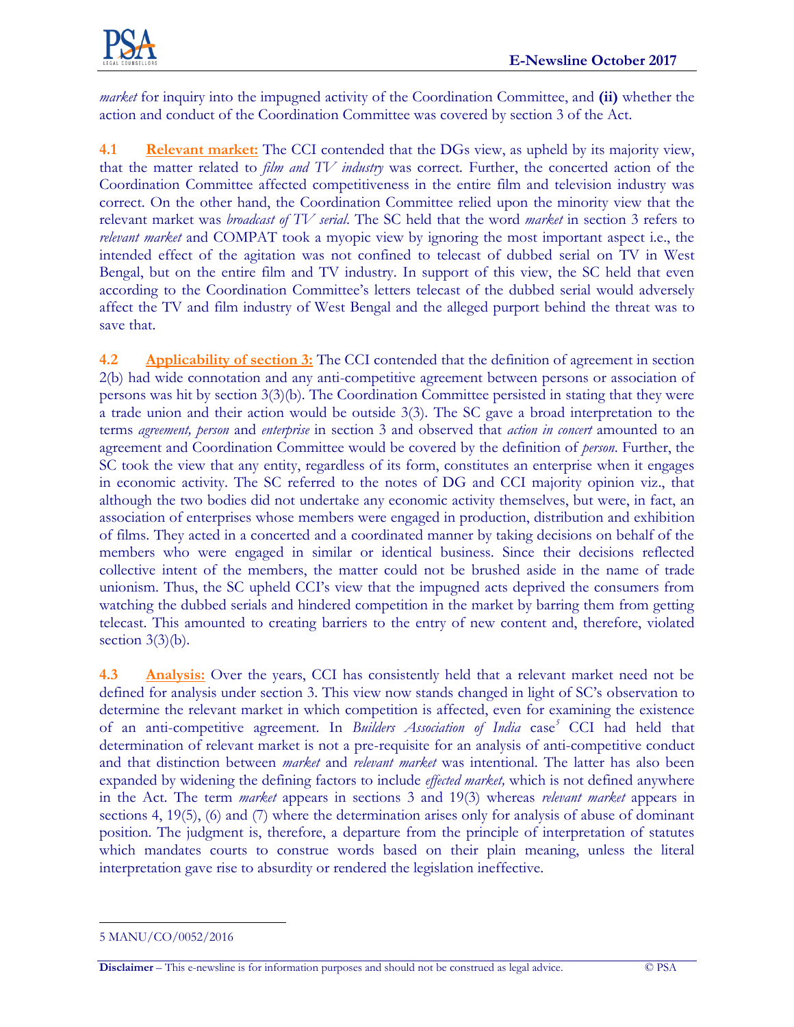*market* for inquiry into the impugned activity of the Coordination Committee, and **(ii)** whether the action and conduct of the Coordination Committee was covered by section 3 of the Act.

**4.1 Relevant market:** The CCI contended that the DGs view, as upheld by its majority view, that the matter related to *film and TV industry* was correct. Further, the concerted action of the Coordination Committee affected competitiveness in the entire film and television industry was correct. On the other hand, the Coordination Committee relied upon the minority view that the relevant market was *broadcast of TV serial*. The SC held that the word *market* in section 3 refers to *relevant market* and COMPAT took a myopic view by ignoring the most important aspect i.e., the intended effect of the agitation was not confined to telecast of dubbed serial on TV in West Bengal, but on the entire film and TV industry. In support of this view, the SC held that even according to the Coordination Committee's letters telecast of the dubbed serial would adversely affect the TV and film industry of West Bengal and the alleged purport behind the threat was to save that.

**4.2 Applicability of section 3:** The CCI contended that the definition of agreement in section 2(b) had wide connotation and any anti-competitive agreement between persons or association of persons was hit by section 3(3)(b). The Coordination Committee persisted in stating that they were a trade union and their action would be outside 3(3). The SC gave a broad interpretation to the terms *agreement, person* and *enterprise* in section 3 and observed that *action in concert* amounted to an agreement and Coordination Committee would be covered by the definition of *person*. Further, the SC took the view that any entity, regardless of its form, constitutes an enterprise when it engages in economic activity. The SC referred to the notes of DG and CCI majority opinion viz., that although the two bodies did not undertake any economic activity themselves, but were, in fact, an association of enterprises whose members were engaged in production, distribution and exhibition of films. They acted in a concerted and a coordinated manner by taking decisions on behalf of the members who were engaged in similar or identical business. Since their decisions reflected collective intent of the members, the matter could not be brushed aside in the name of trade unionism. Thus, the SC upheld CCI's view that the impugned acts deprived the consumers from watching the dubbed serials and hindered competition in the market by barring them from getting telecast. This amounted to creating barriers to the entry of new content and, therefore, violated section 3(3)(b).

**4.3 Analysis:** Over the years, CCI has consistently held that a relevant market need not be defined for analysis under section 3. This view now stands changed in light of SC's observation to determine the relevant market in which competition is affected, even for examining the existence of an anti-competitive agreement. In *Builders Association of India* case[5] CCI had held that determination of relevant market is not a pre-requisite for an analysis of anti-competitive conduct and that distinction between *market* and *relevant market* was intentional. The latter has also been expanded by widening the defining factors to include *effected market,* which is not defined anywhere in the Act. The term *market* appears in sections 3 and 19(3) whereas *relevant market* appears in sections 4, 19(5), (6) and (7) where the determination arises only for analysis of abuse of dominant position. The judgment is, therefore, a departure from the principle of interpretation of statutes which mandates courts to construe words based on their plain meaning, unless the literal interpretation gave rise to absurdity or rendered the legislation ineffective.

---

5 MANU/CO/0052/2016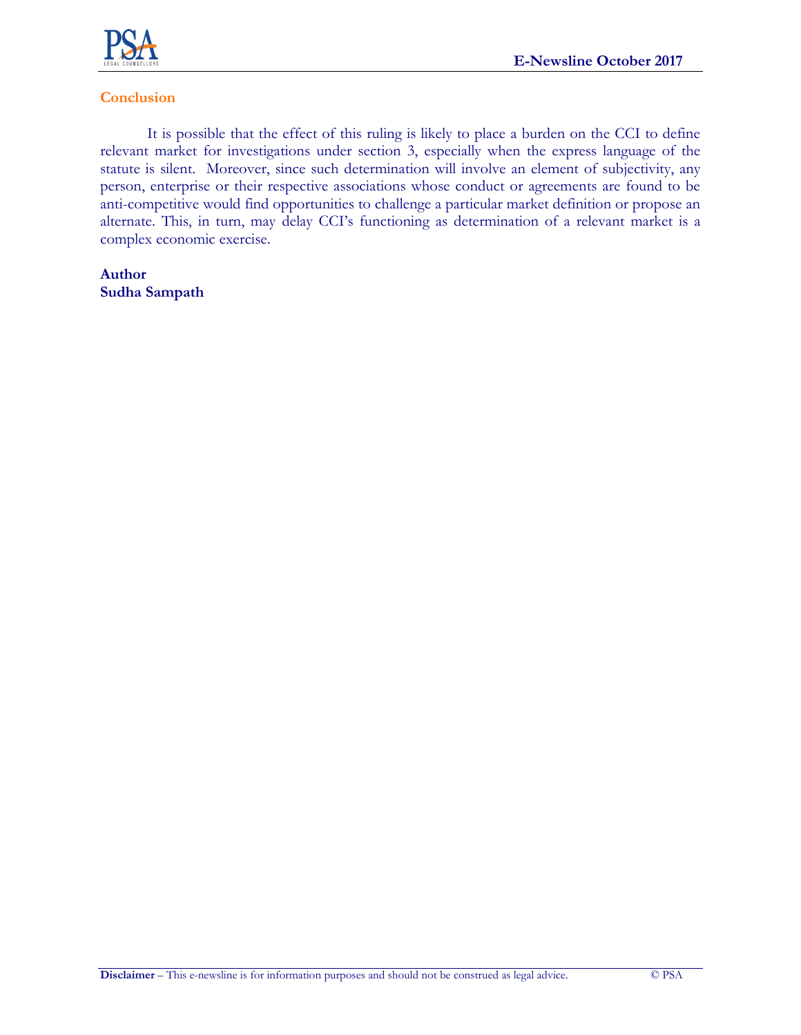## Conclusion

It is possible that the effect of this ruling is likely to place a burden on the CCI to define relevant market for investigations under section 3, especially when the express language of the statute is silent. Moreover, since such determination will involve an element of subjectivity, any person, enterprise or their respective associations whose conduct or agreements are found to be anti-competitive would find opportunities to challenge a particular market definition or propose an alternate. This, in turn, may delay CCI's functioning as determination of a relevant market is a complex economic exercise.

**Author**
**Sudha Sampath**